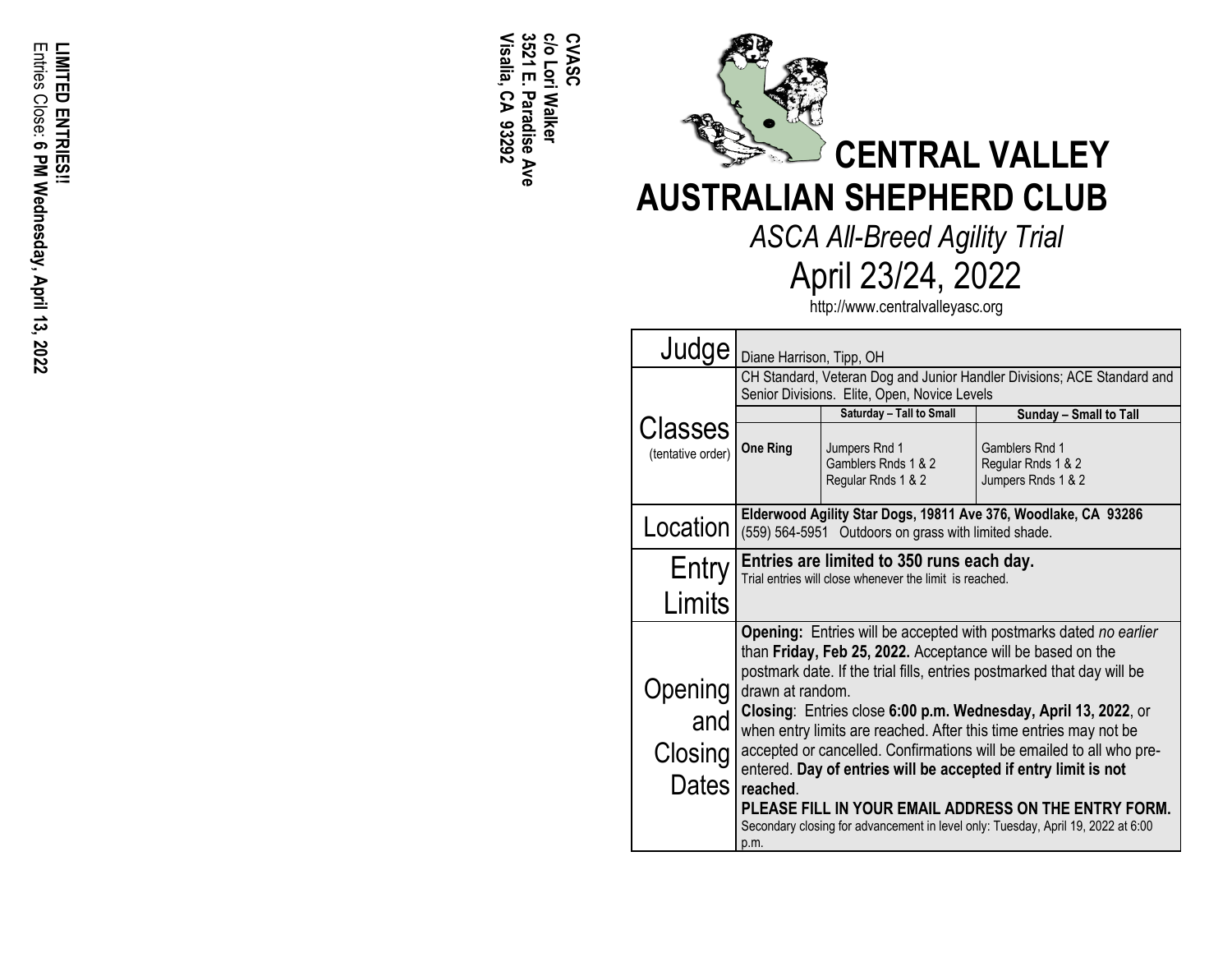**LIMITED ENTRIES!!**
Entries Close: **6 PM Wednesday, April 13, 2022**

**CVASC**
**c/o Lori Walker**
**3521 E. Paradise Ave**
**Visalia, CA 93292**

# CENTRAL VALLEY AUSTRALIAN SHEPHERD CLUB

## *ASCA All-Breed Agility Trial*

## April 23/24, 2022

http://www.centralvalleyasc.org

| | | | |
|---|---|---|---|
| Judge | Diane Harrison, Tipp, OH | | |
| Classes (tentative order) | CH Standard, Veteran Dog and Junior Handler Divisions; ACE Standard and Senior Divisions. Elite, Open, Novice Levels | | |
| | | **Saturday – Tall to Small** | **Sunday – Small to Tall** |
| | **One Ring** | Jumpers Rnd 1<br>Gamblers Rnds 1 & 2<br>Regular Rnds 1 & 2 | Gamblers Rnd 1<br>Regular Rnds 1 & 2<br>Jumpers Rnds 1 & 2 |
| Location | **Elderwood Agility Star Dogs, 19811 Ave 376, Woodlake, CA 93286**<br>(559) 564-5951 Outdoors on grass with limited shade. | | |
| Entry Limits | **Entries are limited to 350 runs each day.**<br>Trial entries will close whenever the limit is reached. | | |
| Opening and Closing Dates | **Opening:** Entries will be accepted with postmarks dated *no earlier* than **Friday, Feb 25, 2022.** Acceptance will be based on the postmark date. If the trial fills, entries postmarked that day will be drawn at random.<br>**Closing**: Entries close **6:00 p.m. Wednesday, April 13, 2022**, or when entry limits are reached. After this time entries may not be accepted or cancelled. Confirmations will be emailed to all who pre-entered. **Day of entries will be accepted if entry limit is not reached**.<br>**PLEASE FILL IN YOUR EMAIL ADDRESS ON THE ENTRY FORM.**<br>Secondary closing for advancement in level only: Tuesday, April 19, 2022 at 6:00 p.m. | | |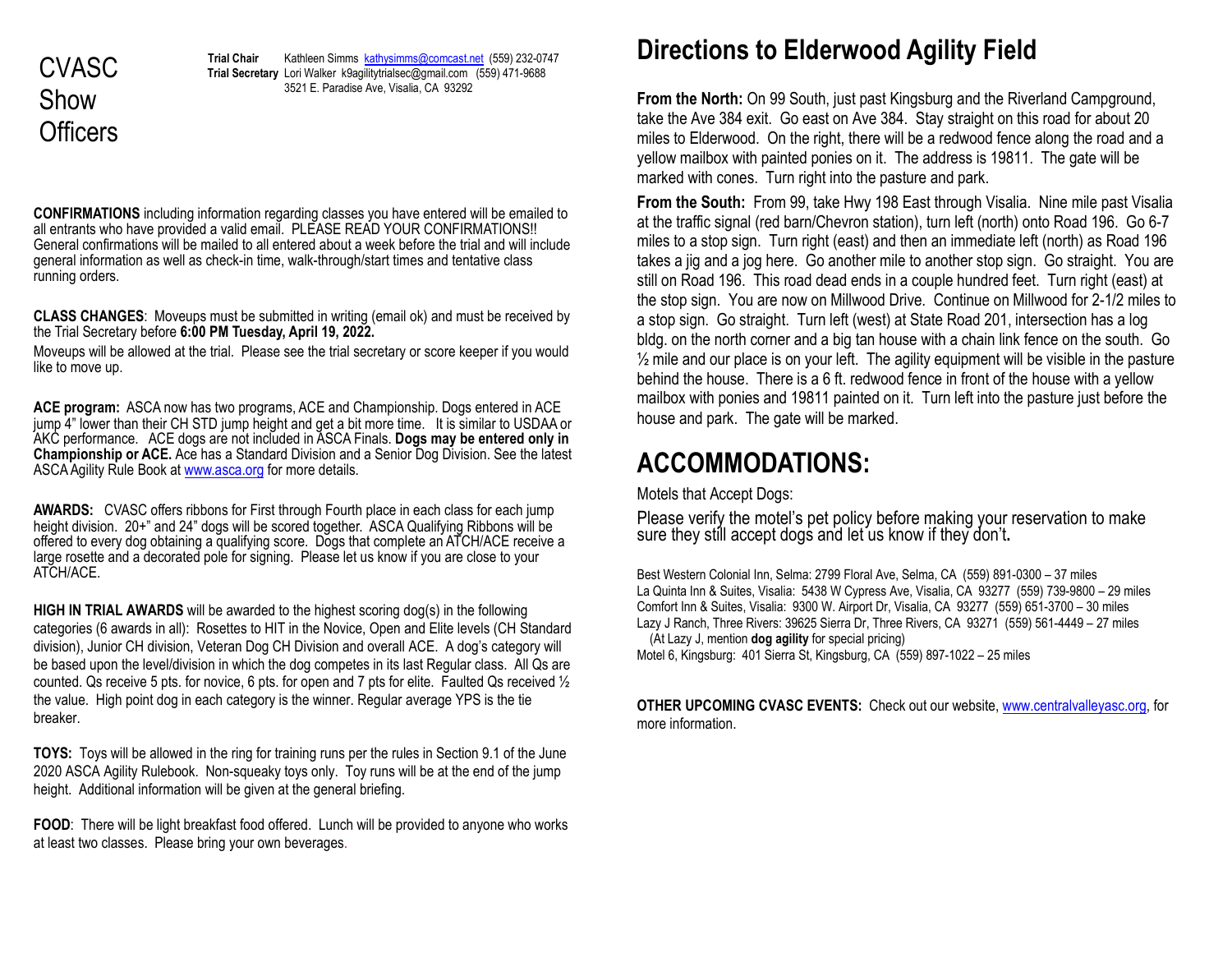# CVASC Show Officers

**Trial Chair** Kathleen Simms kathysimms@comcast.net (559) 232-0747
**Trial Secretary** Lori Walker k9agilitytrialsec@gmail.com (559) 471-9688
3521 E. Paradise Ave, Visalia, CA 93292

**CONFIRMATIONS** including information regarding classes you have entered will be emailed to all entrants who have provided a valid email. PLEASE READ YOUR CONFIRMATIONS!! General confirmations will be mailed to all entered about a week before the trial and will include general information as well as check-in time, walk-through/start times and tentative class running orders.

**CLASS CHANGES**: Moveups must be submitted in writing (email ok) and must be received by the Trial Secretary before **6:00 PM Tuesday, April 19, 2022.**

Moveups will be allowed at the trial. Please see the trial secretary or score keeper if you would like to move up.

**ACE program:** ASCA now has two programs, ACE and Championship. Dogs entered in ACE jump 4" lower than their CH STD jump height and get a bit more time. It is similar to USDAA or AKC performance. ACE dogs are not included in ASCA Finals. **Dogs may be entered only in Championship or ACE.** Ace has a Standard Division and a Senior Dog Division. See the latest ASCA Agility Rule Book at www.asca.org for more details.

**AWARDS:** CVASC offers ribbons for First through Fourth place in each class for each jump height division. 20+" and 24" dogs will be scored together. ASCA Qualifying Ribbons will be offered to every dog obtaining a qualifying score. Dogs that complete an ATCH/ACE receive a large rosette and a decorated pole for signing. Please let us know if you are close to your ATCH/ACE.

**HIGH IN TRIAL AWARDS** will be awarded to the highest scoring dog(s) in the following categories (6 awards in all): Rosettes to HIT in the Novice, Open and Elite levels (CH Standard division), Junior CH division, Veteran Dog CH Division and overall ACE. A dog's category will be based upon the level/division in which the dog competes in its last Regular class. All Qs are counted. Qs receive 5 pts. for novice, 6 pts. for open and 7 pts for elite. Faulted Qs received ½ the value. High point dog in each category is the winner. Regular average YPS is the tie breaker.

**TOYS:** Toys will be allowed in the ring for training runs per the rules in Section 9.1 of the June 2020 ASCA Agility Rulebook. Non-squeaky toys only. Toy runs will be at the end of the jump height. Additional information will be given at the general briefing.

**FOOD**: There will be light breakfast food offered. Lunch will be provided to anyone who works at least two classes. Please bring your own beverages.

# Directions to Elderwood Agility Field

**From the North:** On 99 South, just past Kingsburg and the Riverland Campground, take the Ave 384 exit. Go east on Ave 384. Stay straight on this road for about 20 miles to Elderwood. On the right, there will be a redwood fence along the road and a yellow mailbox with painted ponies on it. The address is 19811. The gate will be marked with cones. Turn right into the pasture and park.

**From the South:** From 99, take Hwy 198 East through Visalia. Nine mile past Visalia at the traffic signal (red barn/Chevron station), turn left (north) onto Road 196. Go 6-7 miles to a stop sign. Turn right (east) and then an immediate left (north) as Road 196 takes a jig and a jog here. Go another mile to another stop sign. Go straight. You are still on Road 196. This road dead ends in a couple hundred feet. Turn right (east) at the stop sign. You are now on Millwood Drive. Continue on Millwood for 2-1/2 miles to a stop sign. Go straight. Turn left (west) at State Road 201, intersection has a log bldg. on the north corner and a big tan house with a chain link fence on the south. Go ½ mile and our place is on your left. The agility equipment will be visible in the pasture behind the house. There is a 6 ft. redwood fence in front of the house with a yellow mailbox with ponies and 19811 painted on it. Turn left into the pasture just before the house and park. The gate will be marked.

# ACCOMMODATIONS:

Motels that Accept Dogs:

Please verify the motel's pet policy before making your reservation to make sure they still accept dogs and let us know if they don't**.**

Best Western Colonial Inn, Selma: 2799 Floral Ave, Selma, CA (559) 891-0300 – 37 miles
La Quinta Inn & Suites, Visalia: 5438 W Cypress Ave, Visalia, CA 93277 (559) 739-9800 – 29 miles
Comfort Inn & Suites, Visalia: 9300 W. Airport Dr, Visalia, CA 93277 (559) 651-3700 – 30 miles
Lazy J Ranch, Three Rivers: 39625 Sierra Dr, Three Rivers, CA 93271 (559) 561-4449 – 27 miles
(At Lazy J, mention **dog agility** for special pricing)
Motel 6, Kingsburg: 401 Sierra St, Kingsburg, CA (559) 897-1022 – 25 miles

**OTHER UPCOMING CVASC EVENTS:** Check out our website, www.centralvalleyasc.org, for more information.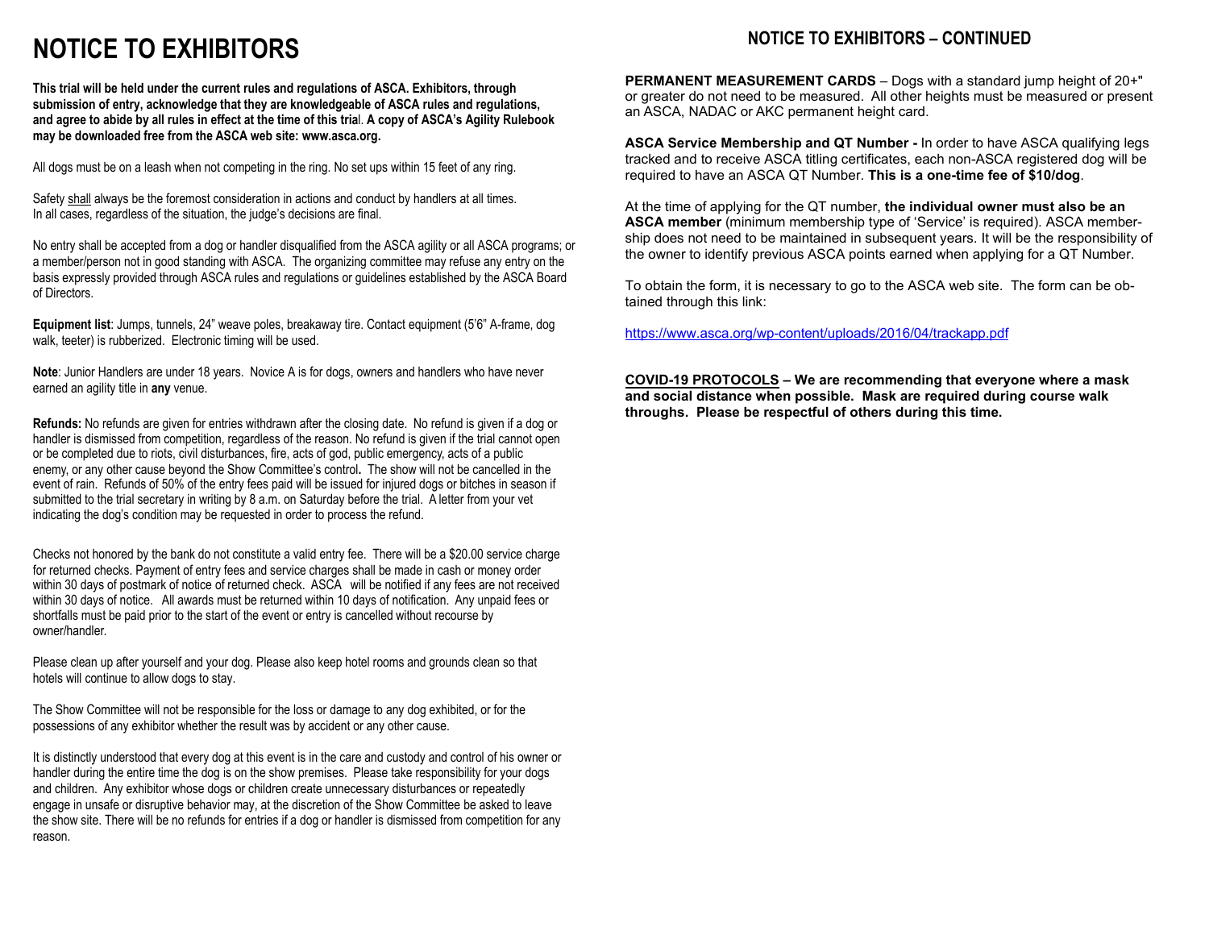# NOTICE TO EXHIBITORS

**This trial will be held under the current rules and regulations of ASCA. Exhibitors, through submission of entry, acknowledge that they are knowledgeable of ASCA rules and regulations, and agree to abide by all rules in effect at the time of this trial. A copy of ASCA's Agility Rulebook may be downloaded free from the ASCA web site: www.asca.org.**

All dogs must be on a leash when not competing in the ring. No set ups within 15 feet of any ring.

Safety shall always be the foremost consideration in actions and conduct by handlers at all times. In all cases, regardless of the situation, the judge's decisions are final.

No entry shall be accepted from a dog or handler disqualified from the ASCA agility or all ASCA programs; or a member/person not in good standing with ASCA. The organizing committee may refuse any entry on the basis expressly provided through ASCA rules and regulations or guidelines established by the ASCA Board of Directors.

**Equipment list**: Jumps, tunnels, 24" weave poles, breakaway tire. Contact equipment (5'6" A-frame, dog walk, teeter) is rubberized. Electronic timing will be used.

**Note**: Junior Handlers are under 18 years. Novice A is for dogs, owners and handlers who have never earned an agility title in **any** venue.

**Refunds:** No refunds are given for entries withdrawn after the closing date. No refund is given if a dog or handler is dismissed from competition, regardless of the reason. No refund is given if the trial cannot open or be completed due to riots, civil disturbances, fire, acts of god, public emergency, acts of a public enemy, or any other cause beyond the Show Committee's control. The show will not be cancelled in the event of rain. Refunds of 50% of the entry fees paid will be issued for injured dogs or bitches in season if submitted to the trial secretary in writing by 8 a.m. on Saturday before the trial. A letter from your vet indicating the dog's condition may be requested in order to process the refund.

Checks not honored by the bank do not constitute a valid entry fee. There will be a $20.00 service charge for returned checks. Payment of entry fees and service charges shall be made in cash or money order within 30 days of postmark of notice of returned check. ASCA will be notified if any fees are not received within 30 days of notice. All awards must be returned within 10 days of notification. Any unpaid fees or shortfalls must be paid prior to the start of the event or entry is cancelled without recourse by owner/handler.

Please clean up after yourself and your dog. Please also keep hotel rooms and grounds clean so that hotels will continue to allow dogs to stay.

The Show Committee will not be responsible for the loss or damage to any dog exhibited, or for the possessions of any exhibitor whether the result was by accident or any other cause.

It is distinctly understood that every dog at this event is in the care and custody and control of his owner or handler during the entire time the dog is on the show premises. Please take responsibility for your dogs and children. Any exhibitor whose dogs or children create unnecessary disturbances or repeatedly engage in unsafe or disruptive behavior may, at the discretion of the Show Committee be asked to leave the show site. There will be no refunds for entries if a dog or handler is dismissed from competition for any reason.

## NOTICE TO EXHIBITORS – CONTINUED

**PERMANENT MEASUREMENT CARDS** – Dogs with a standard jump height of 20+" or greater do not need to be measured. All other heights must be measured or present an ASCA, NADAC or AKC permanent height card.

**ASCA Service Membership and QT Number -** In order to have ASCA qualifying legs tracked and to receive ASCA titling certificates, each non-ASCA registered dog will be required to have an ASCA QT Number. **This is a one-time fee of $10/dog**.

At the time of applying for the QT number, **the individual owner must also be an ASCA member** (minimum membership type of 'Service' is required). ASCA membership does not need to be maintained in subsequent years. It will be the responsibility of the owner to identify previous ASCA points earned when applying for a QT Number.

To obtain the form, it is necessary to go to the ASCA web site. The form can be obtained through this link:

https://www.asca.org/wp-content/uploads/2016/04/trackapp.pdf

**COVID-19 PROTOCOLS – We are recommending that everyone where a mask and social distance when possible. Mask are required during course walk throughs. Please be respectful of others during this time.**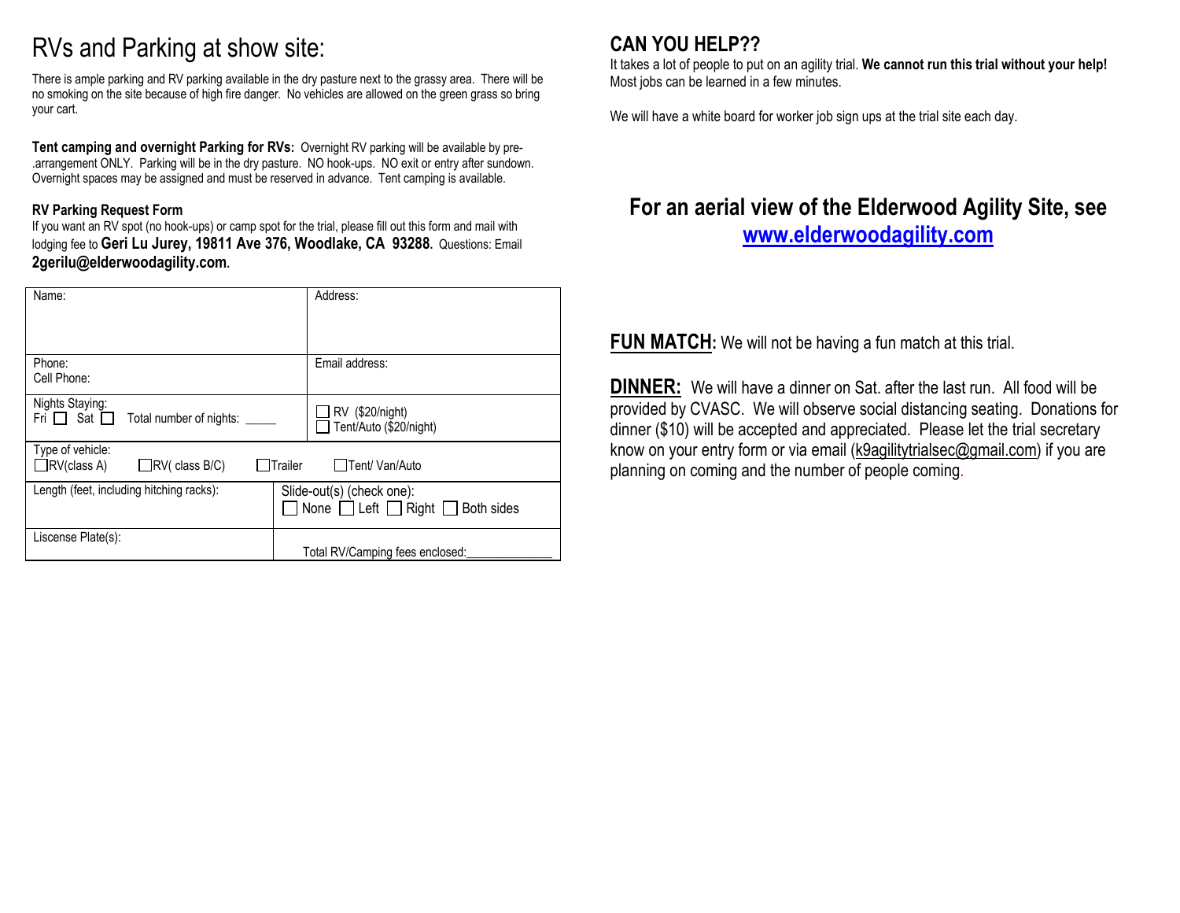# RVs and Parking at show site:

There is ample parking and RV parking available in the dry pasture next to the grassy area. There will be no smoking on the site because of high fire danger. No vehicles are allowed on the green grass so bring your cart.

**Tent camping and overnight Parking for RVs:** Overnight RV parking will be available by pre-.arrangement ONLY. Parking will be in the dry pasture. NO hook-ups. NO exit or entry after sundown. Overnight spaces may be assigned and must be reserved in advance. Tent camping is available.

### RV Parking Request Form

If you want an RV spot (no hook-ups) or camp spot for the trial, please fill out this form and mail with lodging fee to **Geri Lu Jurey, 19811 Ave 376, Woodlake, CA 93288.** Questions: Email **2gerilu@elderwoodagility.com**.

| | |
|---|---|
| Name: | Address: |
| Phone:<br>Cell Phone: | Email address: |
| Nights Staying:<br>Fri ☐ Sat ☐ Total number of nights: _____ | ☐ RV ($20/night)<br>☐ Tent/Auto ($20/night) |
| Type of vehicle:<br>☐RV(class A) ☐RV( class B/C) ☐Trailer ☐Tent/ Van/Auto | |
| Length (feet, including hitching racks): | Slide-out(s) (check one):<br>☐ None ☐ Left ☐ Right ☐ Both sides |
| Liscense Plate(s): | Total RV/Camping fees enclosed:_____________ |

## CAN YOU HELP??

It takes a lot of people to put on an agility trial. **We cannot run this trial without your help!** Most jobs can be learned in a few minutes.

We will have a white board for worker job sign ups at the trial site each day.

## For an aerial view of the Elderwood Agility Site, see www.elderwoodagility.com

**FUN MATCH:** We will not be having a fun match at this trial.

**DINNER:** We will have a dinner on Sat. after the last run. All food will be provided by CVASC. We will observe social distancing seating. Donations for dinner ($10) will be accepted and appreciated. Please let the trial secretary know on your entry form or via email (k9agilitytrialsec@gmail.com) if you are planning on coming and the number of people coming.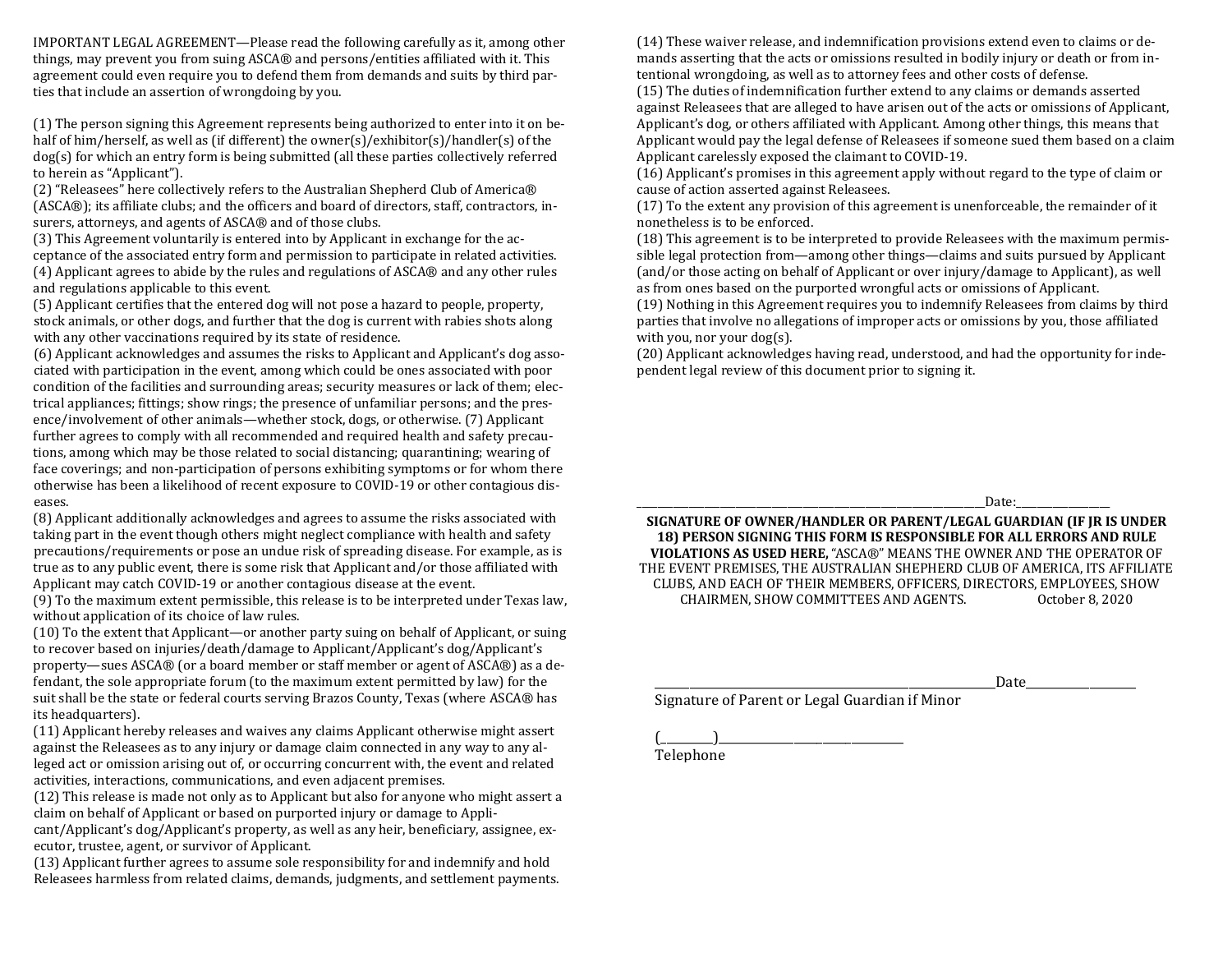IMPORTANT LEGAL AGREEMENT—Please read the following carefully as it, among other things, may prevent you from suing ASCA® and persons/entities affiliated with it. This agreement could even require you to defend them from demands and suits by third parties that include an assertion of wrongdoing by you.

(1) The person signing this Agreement represents being authorized to enter into it on behalf of him/herself, as well as (if different) the owner(s)/exhibitor(s)/handler(s) of the dog(s) for which an entry form is being submitted (all these parties collectively referred to herein as "Applicant").
(2) "Releasees" here collectively refers to the Australian Shepherd Club of America® (ASCA®); its affiliate clubs; and the officers and board of directors, staff, contractors, insurers, attorneys, and agents of ASCA® and of those clubs.
(3) This Agreement voluntarily is entered into by Applicant in exchange for the acceptance of the associated entry form and permission to participate in related activities.
(4) Applicant agrees to abide by the rules and regulations of ASCA® and any other rules and regulations applicable to this event.
(5) Applicant certifies that the entered dog will not pose a hazard to people, property, stock animals, or other dogs, and further that the dog is current with rabies shots along with any other vaccinations required by its state of residence.
(6) Applicant acknowledges and assumes the risks to Applicant and Applicant's dog associated with participation in the event, among which could be ones associated with poor condition of the facilities and surrounding areas; security measures or lack of them; electrical appliances; fittings; show rings; the presence of unfamiliar persons; and the presence/involvement of other animals—whether stock, dogs, or otherwise. (7) Applicant further agrees to comply with all recommended and required health and safety precautions, among which may be those related to social distancing; quarantining; wearing of face coverings; and non-participation of persons exhibiting symptoms or for whom there otherwise has been a likelihood of recent exposure to COVID-19 or other contagious diseases.
(8) Applicant additionally acknowledges and agrees to assume the risks associated with taking part in the event though others might neglect compliance with health and safety precautions/requirements or pose an undue risk of spreading disease. For example, as is true as to any public event, there is some risk that Applicant and/or those affiliated with Applicant may catch COVID-19 or another contagious disease at the event.
(9) To the maximum extent permissible, this release is to be interpreted under Texas law, without application of its choice of law rules.
(10) To the extent that Applicant—or another party suing on behalf of Applicant, or suing to recover based on injuries/death/damage to Applicant/Applicant's dog/Applicant's property—sues ASCA® (or a board member or staff member or agent of ASCA®) as a defendant, the sole appropriate forum (to the maximum extent permitted by law) for the suit shall be the state or federal courts serving Brazos County, Texas (where ASCA® has its headquarters).
(11) Applicant hereby releases and waives any claims Applicant otherwise might assert against the Releasees as to any injury or damage claim connected in any way to any alleged act or omission arising out of, or occurring concurrent with, the event and related activities, interactions, communications, and even adjacent premises.
(12) This release is made not only as to Applicant but also for anyone who might assert a claim on behalf of Applicant or based on purported injury or damage to Applicant/Applicant's dog/Applicant's property, as well as any heir, beneficiary, assignee, executor, trustee, agent, or survivor of Applicant.
(13) Applicant further agrees to assume sole responsibility for and indemnify and hold Releasees harmless from related claims, demands, judgments, and settlement payments.
(14) These waiver release, and indemnification provisions extend even to claims or demands asserting that the acts or omissions resulted in bodily injury or death or from intentional wrongdoing, as well as to attorney fees and other costs of defense.
(15) The duties of indemnification further extend to any claims or demands asserted against Releasees that are alleged to have arisen out of the acts or omissions of Applicant, Applicant's dog, or others affiliated with Applicant. Among other things, this means that Applicant would pay the legal defense of Releasees if someone sued them based on a claim Applicant carelessly exposed the claimant to COVID-19.
(16) Applicant's promises in this agreement apply without regard to the type of claim or cause of action asserted against Releasees.
(17) To the extent any provision of this agreement is unenforceable, the remainder of it nonetheless is to be enforced.
(18) This agreement is to be interpreted to provide Releasees with the maximum permissible legal protection from—among other things—claims and suits pursued by Applicant (and/or those acting on behalf of Applicant or over injury/damage to Applicant), as well as from ones based on the purported wrongful acts or omissions of Applicant.
(19) Nothing in this Agreement requires you to indemnify Releasees from claims by third parties that involve no allegations of improper acts or omissions by you, those affiliated with you, nor your dog(s).
(20) Applicant acknowledges having read, understood, and had the opportunity for independent legal review of this document prior to signing it.

_______________________________________________ Date:______________

**SIGNATURE OF OWNER/HANDLER OR PARENT/LEGAL GUARDIAN (IF JR IS UNDER 18) PERSON SIGNING THIS FORM IS RESPONSIBLE FOR ALL ERRORS AND RULE VIOLATIONS AS USED HERE,** "ASCA®" MEANS THE OWNER AND THE OPERATOR OF THE EVENT PREMISES, THE AUSTRALIAN SHEPHERD CLUB OF AMERICA, ITS AFFILIATE CLUBS, AND EACH OF THEIR MEMBERS, OFFICERS, DIRECTORS, EMPLOYEES, SHOW CHAIRMEN, SHOW COMMITTEES AND AGENTS. October 8, 2020

_______________________________________________ Date______________

Signature of Parent or Legal Guardian if Minor

(________)___________________________

Telephone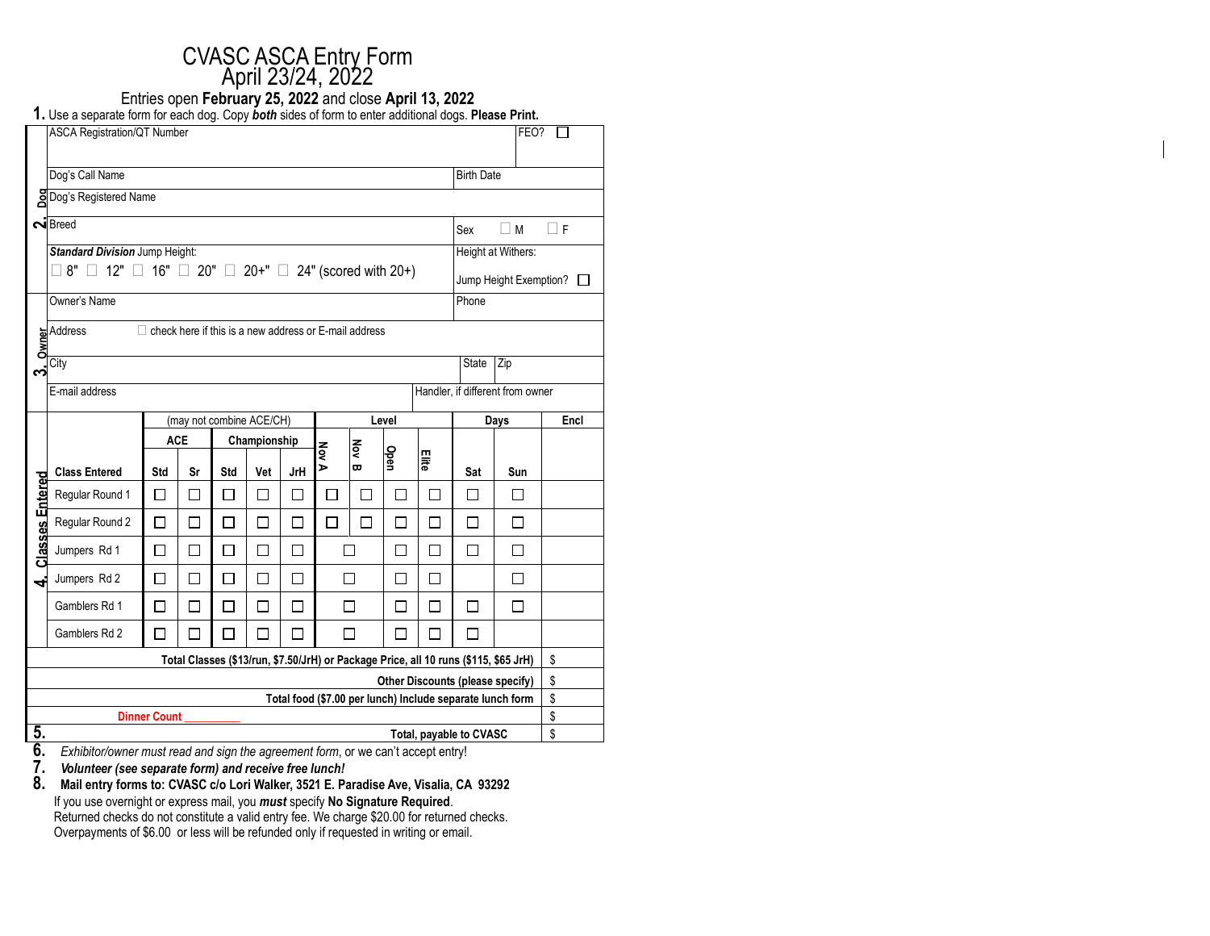# CVASC ASCA Entry Form
## April 23/24, 2022

Entries open **February 25, 2022** and close **April 13, 2022**

**1.** Use a separate form for each dog. Copy ***both*** sides of form to enter additional dogs. **Please Print.**

**2. Dog**

| | |
|---|---|
| ASCA Registration/QT Number | FEO? ☐ |
| Dog's Call Name | Birth Date |
| Dog's Registered Name | |
| Breed | Sex ☐ M ☐ F |
| ***Standard Division*** Jump Height: ☐ 8" ☐ 12" ☐ 16" ☐ 20" ☐ 20+" ☐ 24" (scored with 20+) | Height at Withers: Jump Height Exemption? ☐ |

**3. Owner**

| | | |
|---|---|---|
| Owner's Name | Phone | |
| Address ☐ check here if this is a new address or E-mail address | | |
| City | State | Zip |
| E-mail address | Handler, if different from owner | |

**4. Classes Entered**

| | (may not combine ACE/CH) | | | | | Level | | | | Days | | Encl |
|---|---|---|---|---|---|---|---|---|---|---|---|---|
| | ACE | | Championship | | | | | | | | | |
| Class Entered | Std | Sr | Std | Vet | JrH | Nov A | Nov B | Open | Elite | Sat | Sun | |
| Regular Round 1 | ☐ | ☐ | ☐ | ☐ | ☐ | ☐ | ☐ | ☐ | ☐ | ☐ | ☐ | |
| Regular Round 2 | ☐ | ☐ | ☐ | ☐ | ☐ | ☐ | ☐ | ☐ | ☐ | ☐ | ☐ | |
| Jumpers Rd 1 | ☐ | ☐ | ☐ | ☐ | ☐ | ☐ | | ☐ | ☐ | ☐ | ☐ | |
| Jumpers Rd 2 | ☐ | ☐ | ☐ | ☐ | ☐ | ☐ | | ☐ | ☐ | | ☐ | |
| Gamblers Rd 1 | ☐ | ☐ | ☐ | ☐ | ☐ | ☐ | | ☐ | ☐ | ☐ | ☐ | |
| Gamblers Rd 2 | ☐ | ☐ | ☐ | ☐ | ☐ | ☐ | | ☐ | ☐ | ☐ | | |

| | |
|---|---|
| **Total Classes ($13/run, $7.50/JrH) or Package Price, all 10 runs ($115, $65 JrH)** | $ |
| **Other Discounts (please specify)** | $ |
| **Total food ($7.00 per lunch) Include separate lunch form** | $ |
| **Dinner Count __________** | $ |
| **5.** **Total, payable to CVASC** | $ |

**6.** *Exhibitor/owner must read and sign the agreement form*, or we can't accept entry!

**7.** ***Volunteer (see separate form) and receive free lunch!***

**8.** **Mail entry forms to: CVASC c/o Lori Walker, 3521 E. Paradise Ave, Visalia, CA 93292**

If you use overnight or express mail, you ***must*** specify **No Signature Required**.
Returned checks do not constitute a valid entry fee. We charge $20.00 for returned checks.
Overpayments of $6.00 or less will be refunded only if requested in writing or email.